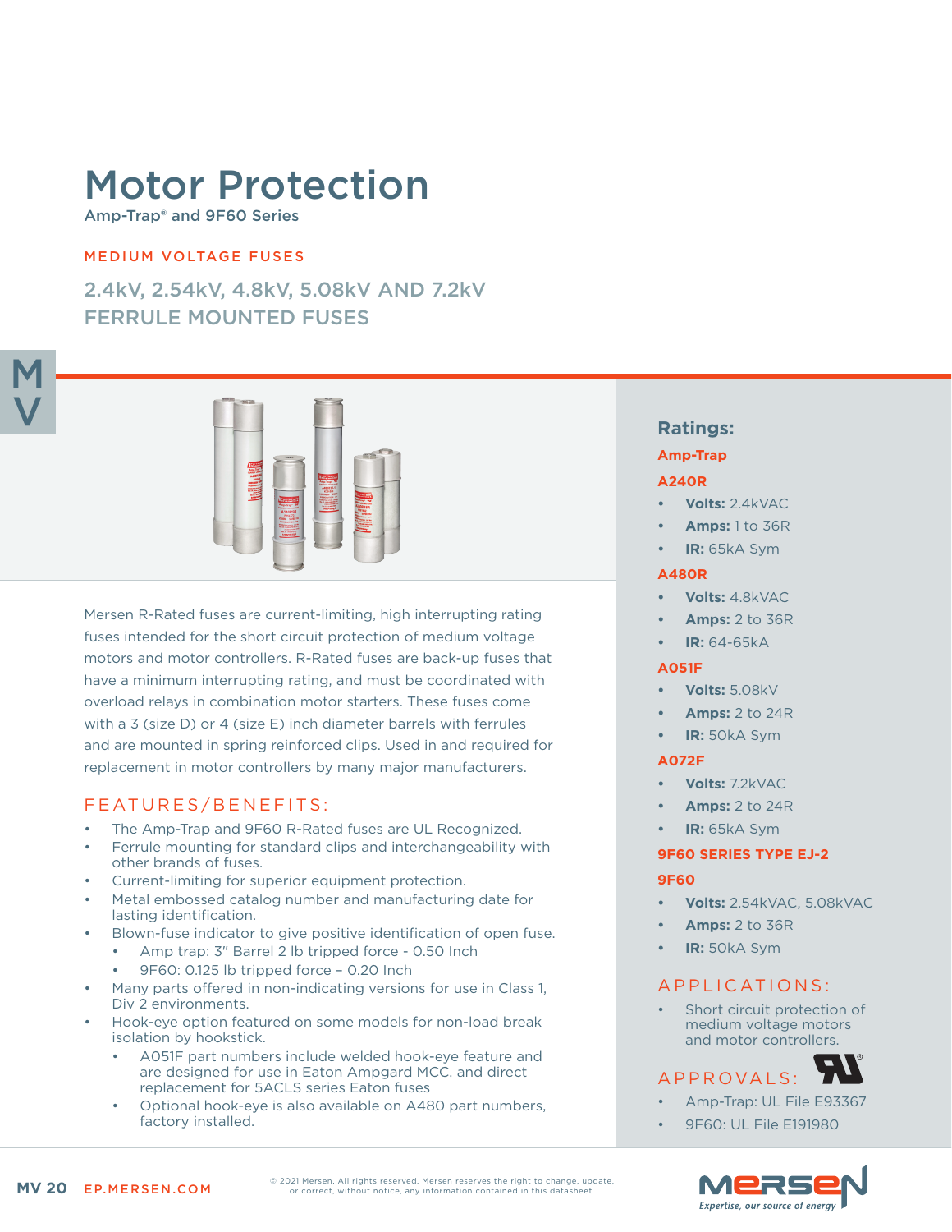# Motor Protection

Amp-Trap® and 9F60 Series

MEDIUM VOLTAGE FUSES

## 2.4kV, 2.54kV, 4.8kV, 5.08kV AND 7.2kV FERRULE MOUNTED FUSES

Mersen R-Rated fuses are current-limiting, high interrupting rating fuses intended for the short circuit protection of medium voltage motors and motor controllers. R-Rated fuses are back-up fuses that have a minimum interrupting rating, and must be coordinated with overload relays in combination motor starters. These fuses come with a 3 (size D) or 4 (size E) inch diameter barrels with ferrules and are mounted in spring reinforced clips. Used in and required for replacement in motor controllers by many major manufacturers.

## FEATURES/BENEFITS:

- The Amp-Trap and 9F60 R-Rated fuses are UL Recognized.
- Ferrule mounting for standard clips and interchangeability with other brands of fuses.
- Current-limiting for superior equipment protection.
- Metal embossed catalog number and manufacturing date for lasting identification.
- Blown-fuse indicator to give positive identification of open fuse.
  - Amp trap: 3" Barrel 2 lb tripped force - 0.50 Inch
  - 9F60: 0.125 lb tripped force – 0.20 Inch
- Many parts offered in non-indicating versions for use in Class 1, Div 2 environments.
- Hook-eye option featured on some models for non-load break isolation by hookstick.
  - A051F part numbers include welded hook-eye feature and are designed for use in Eaton Ampgard MCC, and direct replacement for 5ACLS series Eaton fuses
  - Optional hook-eye is also available on A480 part numbers, factory installed.

## Ratings:

### Amp-Trap

#### A240R

- **Volts:** 2.4kVAC
- **Amps:** 1 to 36R
- **IR:** 65kA Sym

#### A480R

- **Volts:** 4.8kVAC
- **Amps:** 2 to 36R
- **IR:** 64-65kA

#### A051F

- **Volts:** 5.08kV
- **Amps:** 2 to 24R
- **IR:** 50kA Sym

#### A072F

- **Volts:** 7.2kVAC
- **Amps:** 2 to 24R
- **IR:** 65kA Sym

### 9F60 SERIES TYPE EJ-2

#### 9F60

- **Volts:** 2.54kVAC, 5.08kVAC
- **Amps:** 2 to 36R
- **IR:** 50kA Sym

## APPLICATIONS:

- Short circuit protection of medium voltage motors and motor controllers.

## APPROVALS:

- Amp-Trap: UL File E93367
- 9F60: UL File E191980

© 2021 Mersen. All rights reserved. Mersen reserves the right to change, update, or correct, without notice, any information contained in this datasheet.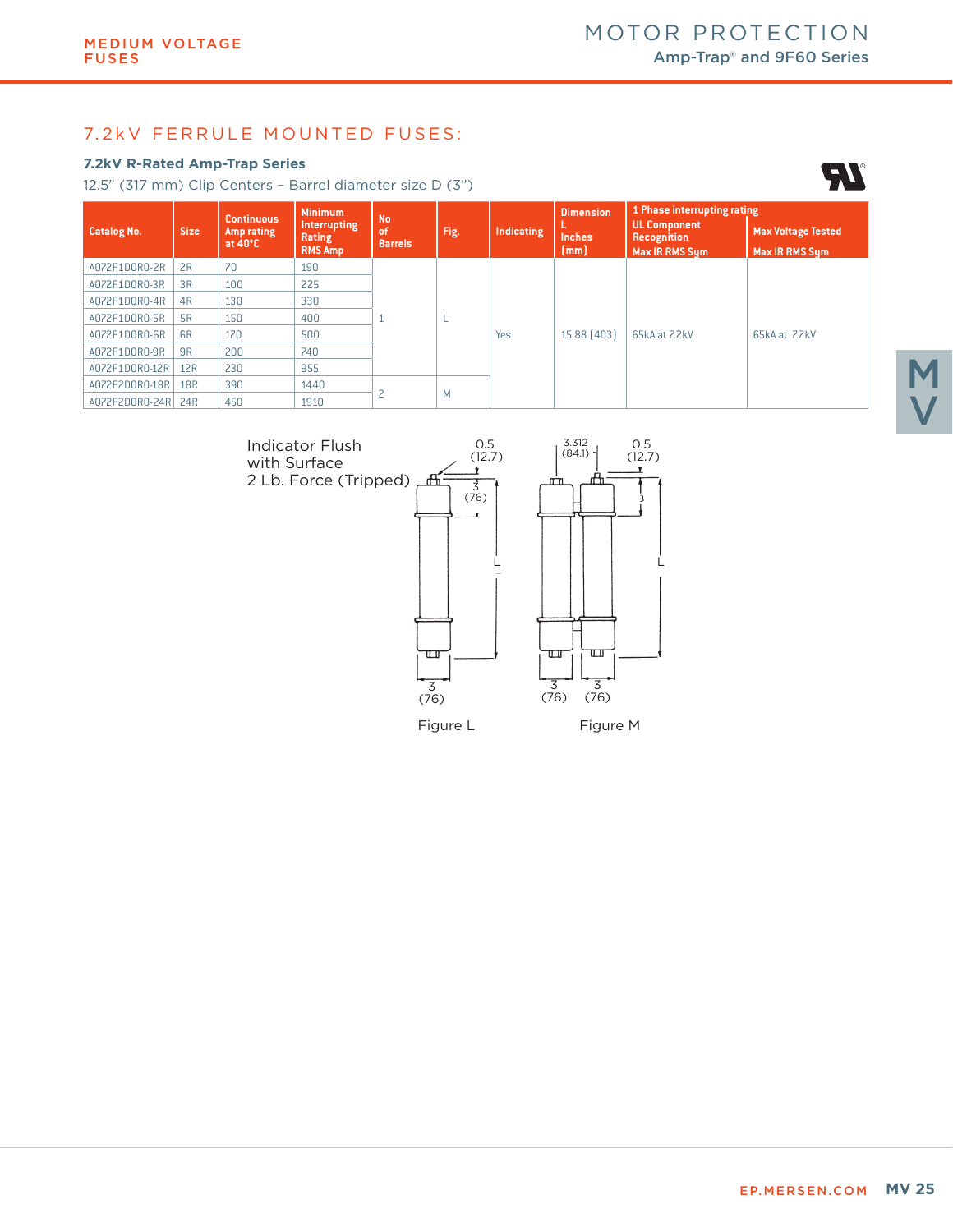## 7.2kV FERRULE MOUNTED FUSES:

### 7.2kV R-Rated Amp-Trap Series

12.5" (317 mm) Clip Centers – Barrel diameter size D (3")

| Catalog No. | Size | Continuous Amp rating at 40°C | Minimum Interrupting Rating RMS Amp | No of Barrels | Fig. | Indicating | Dimension L Inches (mm) | 1 Phase interrupting rating UL Component Recognition Max IR RMS Sym | Max Voltage Tested Max IR RMS Sym |
|---|---|---|---|---|---|---|---|---|---|
| A072F1D0R0-2R | 2R | 70 | 190 | 1 | L | Yes | 15.88 (403) | 65kA at 7.2kV | 65kA at 7.7kV |
| A072F1D0R0-3R | 3R | 100 | 225 | 1 | L | Yes | 15.88 (403) | 65kA at 7.2kV | 65kA at 7.7kV |
| A072F1D0R0-4R | 4R | 130 | 330 | 1 | L | Yes | 15.88 (403) | 65kA at 7.2kV | 65kA at 7.7kV |
| A072F1D0R0-5R | 5R | 150 | 400 | 1 | L | Yes | 15.88 (403) | 65kA at 7.2kV | 65kA at 7.7kV |
| A072F1D0R0-6R | 6R | 170 | 500 | 1 | L | Yes | 15.88 (403) | 65kA at 7.2kV | 65kA at 7.7kV |
| A072F1D0R0-9R | 9R | 200 | 740 | 1 | L | Yes | 15.88 (403) | 65kA at 7.2kV | 65kA at 7.7kV |
| A072F1D0R0-12R | 12R | 230 | 955 | 1 | L | Yes | 15.88 (403) | 65kA at 7.2kV | 65kA at 7.7kV |
| A072F2D0R0-18R | 18R | 390 | 1440 | 2 | M | Yes | 15.88 (403) | 65kA at 7.2kV | 65kA at 7.7kV |
| A072F2D0R0-24R | 24R | 450 | 1910 | 2 | M | Yes | 15.88 (403) | 65kA at 7.2kV | 65kA at 7.7kV |

Indicator Flush with Surface 2 Lb. Force (Tripped)

0.5 (12.7)

3 (76)

L

3 (76)

Figure L

3.312 (84.1)

0.5 (12.7)

3

L

3 (76)

3 (76)

Figure M